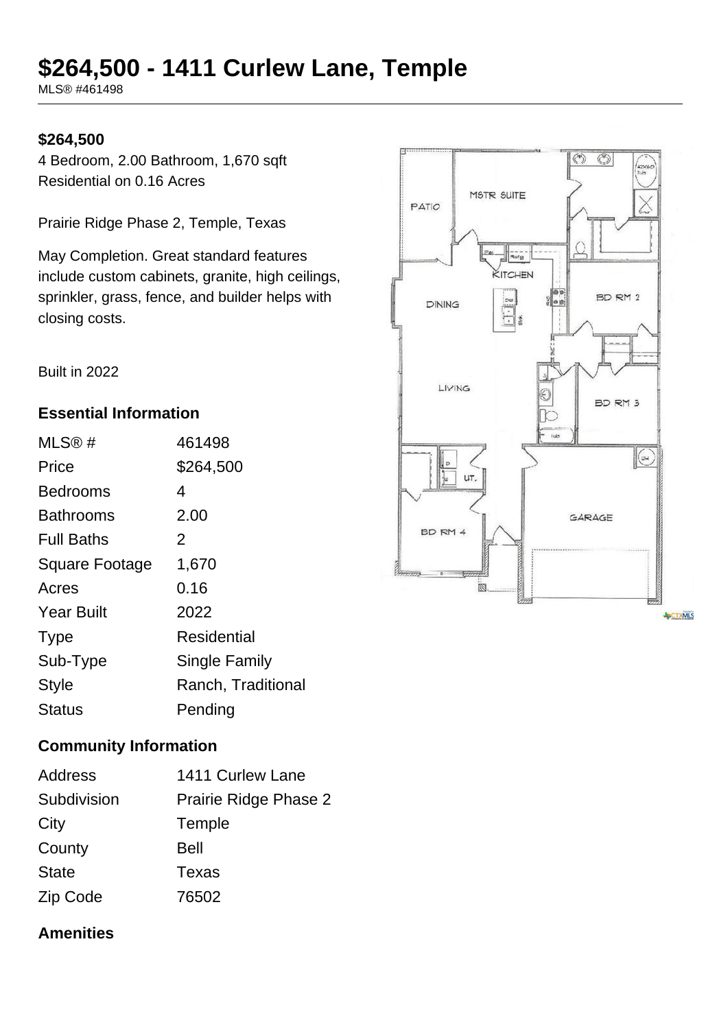# $264,500 - 1411 Curlew Lane, Temple

MLS® #461498

**$264,500**

4 Bedroom, 2.00 Bathroom, 1,670 sqft
Residential on 0.16 Acres

Prairie Ridge Phase 2, Temple, Texas

May Completion. Great standard features include custom cabinets, granite, high ceilings, sprinkler, grass, fence, and builder helps with closing costs.

Built in 2022

## Essential Information

| | |
|---|---|
| MLS® # | 461498 |
| Price | $264,500 |
| Bedrooms | 4 |
| Bathrooms | 2.00 |
| Full Baths | 2 |
| Square Footage | 1,670 |
| Acres | 0.16 |
| Year Built | 2022 |
| Type | Residential |
| Sub-Type | Single Family |
| Style | Ranch, Traditional |
| Status | Pending |

## Community Information

| | |
|---|---|
| Address | 1411 Curlew Lane |
| Subdivision | Prairie Ridge Phase 2 |
| City | Temple |
| County | Bell |
| State | Texas |
| Zip Code | 76502 |

## Amenities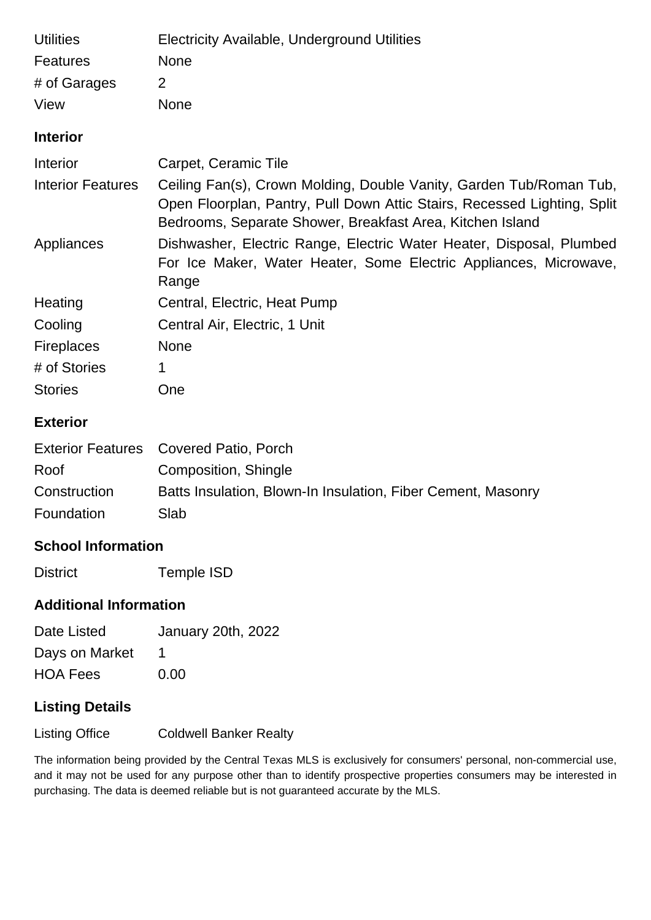| | |
|---|---|
| Utilities | Electricity Available, Underground Utilities |
| Features | None |
| # of Garages | 2 |
| View | None |

### Interior

| | |
|---|---|
| Interior | Carpet, Ceramic Tile |
| Interior Features | Ceiling Fan(s), Crown Molding, Double Vanity, Garden Tub/Roman Tub, Open Floorplan, Pantry, Pull Down Attic Stairs, Recessed Lighting, Split Bedrooms, Separate Shower, Breakfast Area, Kitchen Island |
| Appliances | Dishwasher, Electric Range, Electric Water Heater, Disposal, Plumbed For Ice Maker, Water Heater, Some Electric Appliances, Microwave, Range |
| Heating | Central, Electric, Heat Pump |
| Cooling | Central Air, Electric, 1 Unit |
| Fireplaces | None |
| # of Stories | 1 |
| Stories | One |

### Exterior

| | |
|---|---|
| Exterior Features | Covered Patio, Porch |
| Roof | Composition, Shingle |
| Construction | Batts Insulation, Blown-In Insulation, Fiber Cement, Masonry |
| Foundation | Slab |

### School Information

| | |
|---|---|
| District | Temple ISD |

### Additional Information

| | |
|---|---|
| Date Listed | January 20th, 2022 |
| Days on Market | 1 |
| HOA Fees | 0.00 |

### Listing Details

| | |
|---|---|
| Listing Office | Coldwell Banker Realty |

The information being provided by the Central Texas MLS is exclusively for consumers' personal, non-commercial use, and it may not be used for any purpose other than to identify prospective properties consumers may be interested in purchasing. The data is deemed reliable but is not guaranteed accurate by the MLS.